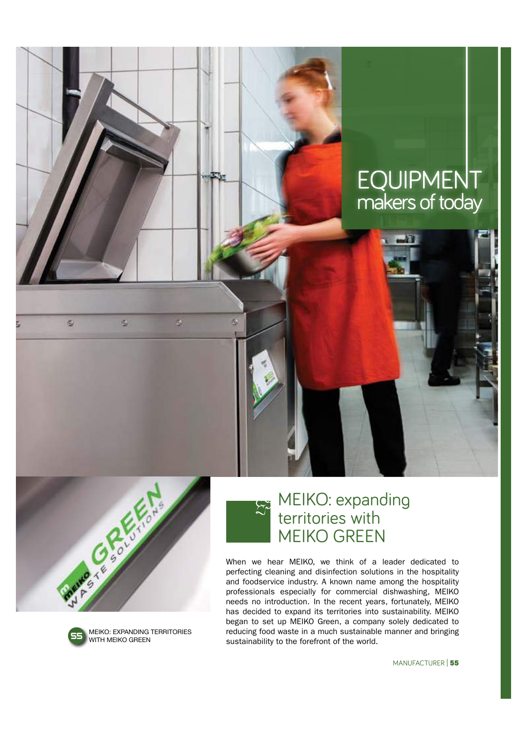# EQUIPMENT makers of today

## MEIKO: expanding territories with MEIKO GREEN

When we hear MEIKO, we think of a leader dedicated to perfecting cleaning and disinfection solutions in the hospitality and foodservice industry. A known name among the hospitality professionals especially for commercial dishwashing, MEIKO needs no introduction. In the recent years, fortunately, MEIKO has decided to expand its territories into sustainability. MEIKO began to set up MEIKO Green, a company solely dedicated to reducing food waste in a much sustainable manner and bringing sustainability to the forefront of the world.

55 MEIKO: EXPANDING TERRITORIES WITH MEIKO GREEN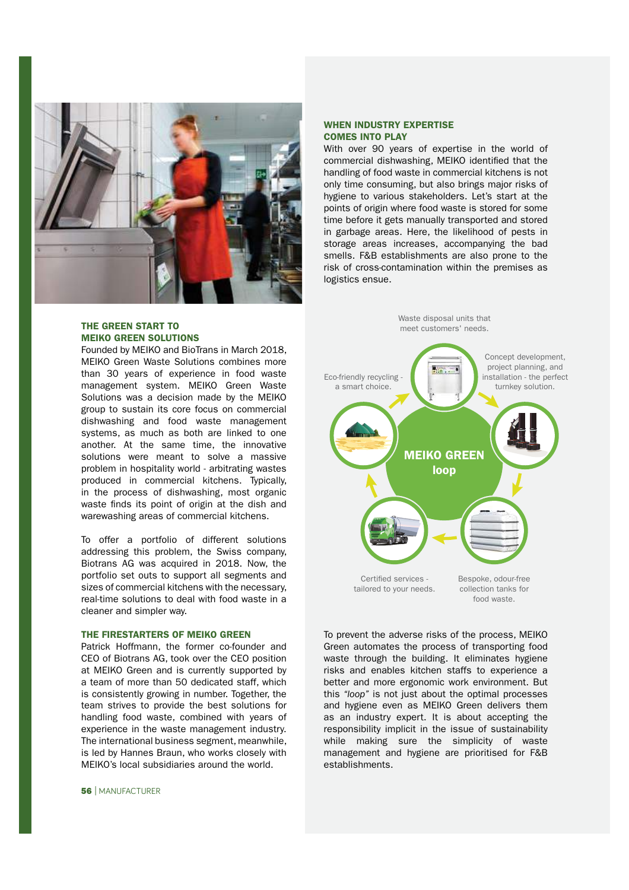## THE GREEN START TO MEIKO GREEN SOLUTIONS

Founded by MEIKO and BioTrans in March 2018, MEIKO Green Waste Solutions combines more than 30 years of experience in food waste management system. MEIKO Green Waste Solutions was a decision made by the MEIKO group to sustain its core focus on commercial dishwashing and food waste management systems, as much as both are linked to one another. At the same time, the innovative solutions were meant to solve a massive problem in hospitality world - arbitrating wastes produced in commercial kitchens. Typically, in the process of dishwashing, most organic waste finds its point of origin at the dish and warewashing areas of commercial kitchens.

To offer a portfolio of different solutions addressing this problem, Biotrans AG was acquired in 2018. Now, the portfolio set outs to support all segments and sizes of commercial kitchens with the necessary, real-time solutions to deal with food waste in a cleaner and simpler way.

## THE FIRESTARTERS OF MEIKO GREEN

Patrick Hoffmann, the former co-founder and CEO of Biotrans AG, took over the CEO position at MEIKO Green and is currently supported by a team of more than 50 dedicated staff, which is consistently growing in number. Together, the team strives to provide the best solutions for handling food waste, combined with years of experience in the waste management industry. The international business segment, meanwhile, is led by Hannes Braun, who works closely with MEIKO's local subsidiaries around the world.

## WHEN INDUSTRY EXPERTISE COMES INTO PLAY

With over 90 years of expertise in the world of commercial dishwashing, MEIKO identified that the handling of food waste in commercial kitchens is not only time consuming, but also brings major risks of hygiene to various stakeholders. Let's start at the points of origin where food waste is stored for some time before it gets manually transported and stored in garbage areas. Here, the likelihood of pests in storage areas increases, accompanying the bad smells. F&B establishments are also prone to the risk of cross-contamination within the premises as logistics ensue.

**MEIKO GREEN loop**

- Waste disposal units that meet customers' needs.
- Concept development, project planning, and installation - the perfect turnkey solution.
- Bespoke, odour-free collection tanks for food waste.
- Certified services - tailored to your needs.
- Eco-friendly recycling - a smart choice.

To prevent the adverse risks of the process, MEIKO Green automates the process of transporting food waste through the building. It eliminates hygiene risks and enables kitchen staffs to experience a better and more ergonomic work environment. But this *"loop"* is not just about the optimal processes and hygiene even as MEIKO Green delivers them as an industry expert. It is about accepting the responsibility implicit in the issue of sustainability while making sure the simplicity of waste management and hygiene are prioritised for F&B establishments.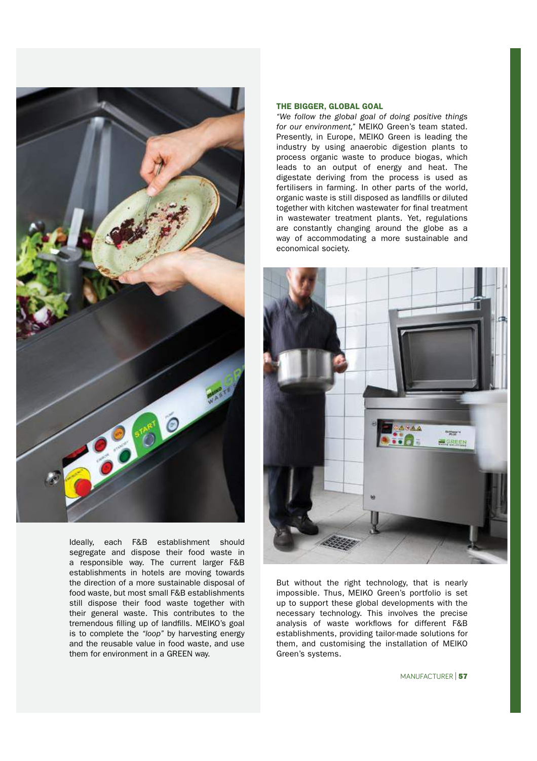Ideally, each F&B establishment should segregate and dispose their food waste in a responsible way. The current larger F&B establishments in hotels are moving towards the direction of a more sustainable disposal of food waste, but most small F&B establishments still dispose their food waste together with their general waste. This contributes to the tremendous filling up of landfills. MEIKO's goal is to complete the *"loop"* by harvesting energy and the reusable value in food waste, and use them for environment in a GREEN way.

### THE BIGGER, GLOBAL GOAL

*"We follow the global goal of doing positive things for our environment,"* MEIKO Green's team stated. Presently, in Europe, MEIKO Green is leading the industry by using anaerobic digestion plants to process organic waste to produce biogas, which leads to an output of energy and heat. The digestate deriving from the process is used as fertilisers in farming. In other parts of the world, organic waste is still disposed as landfills or diluted together with kitchen wastewater for final treatment in wastewater treatment plants. Yet, regulations are constantly changing around the globe as a way of accommodating a more sustainable and economical society.

But without the right technology, that is nearly impossible. Thus, MEIKO Green's portfolio is set up to support these global developments with the necessary technology. This involves the precise analysis of waste workflows for different F&B establishments, providing tailor-made solutions for them, and customising the installation of MEIKO Green's systems.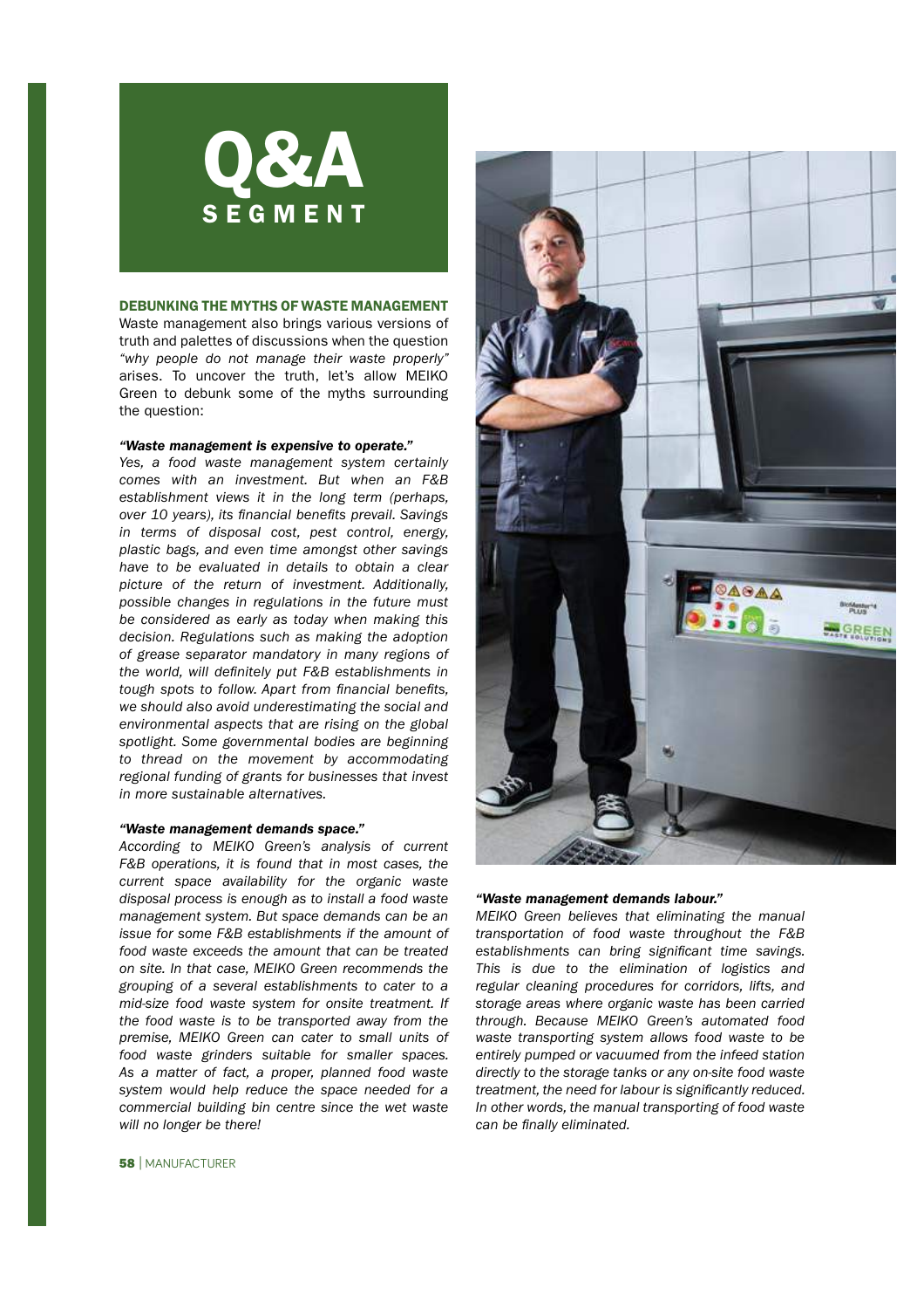# Q&A SEGMENT

## DEBUNKING THE MYTHS OF WASTE MANAGEMENT

Waste management also brings various versions of truth and palettes of discussions when the question *"why people do not manage their waste properly"* arises. To uncover the truth, let's allow MEIKO Green to debunk some of the myths surrounding the question:

***"Waste management is expensive to operate."***

*Yes, a food waste management system certainly comes with an investment. But when an F&B establishment views it in the long term (perhaps, over 10 years), its financial benefits prevail. Savings in terms of disposal cost, pest control, energy, plastic bags, and even time amongst other savings have to be evaluated in details to obtain a clear picture of the return of investment. Additionally, possible changes in regulations in the future must be considered as early as today when making this decision. Regulations such as making the adoption of grease separator mandatory in many regions of the world, will definitely put F&B establishments in tough spots to follow. Apart from financial benefits, we should also avoid underestimating the social and environmental aspects that are rising on the global spotlight. Some governmental bodies are beginning to thread on the movement by accommodating regional funding of grants for businesses that invest in more sustainable alternatives.*

***"Waste management demands space."***

*According to MEIKO Green's analysis of current F&B operations, it is found that in most cases, the current space availability for the organic waste disposal process is enough as to install a food waste management system. But space demands can be an issue for some F&B establishments if the amount of food waste exceeds the amount that can be treated on site. In that case, MEIKO Green recommends the grouping of a several establishments to cater to a mid-size food waste system for onsite treatment. If the food waste is to be transported away from the premise, MEIKO Green can cater to small units of food waste grinders suitable for smaller spaces. As a matter of fact, a proper, planned food waste system would help reduce the space needed for a commercial building bin centre since the wet waste will no longer be there!*

***"Waste management demands labour."***

*MEIKO Green believes that eliminating the manual transportation of food waste throughout the F&B establishments can bring significant time savings. This is due to the elimination of logistics and regular cleaning procedures for corridors, lifts, and storage areas where organic waste has been carried through. Because MEIKO Green's automated food waste transporting system allows food waste to be entirely pumped or vacuumed from the infeed station directly to the storage tanks or any on-site food waste treatment, the need for labour is significantly reduced. In other words, the manual transporting of food waste can be finally eliminated.*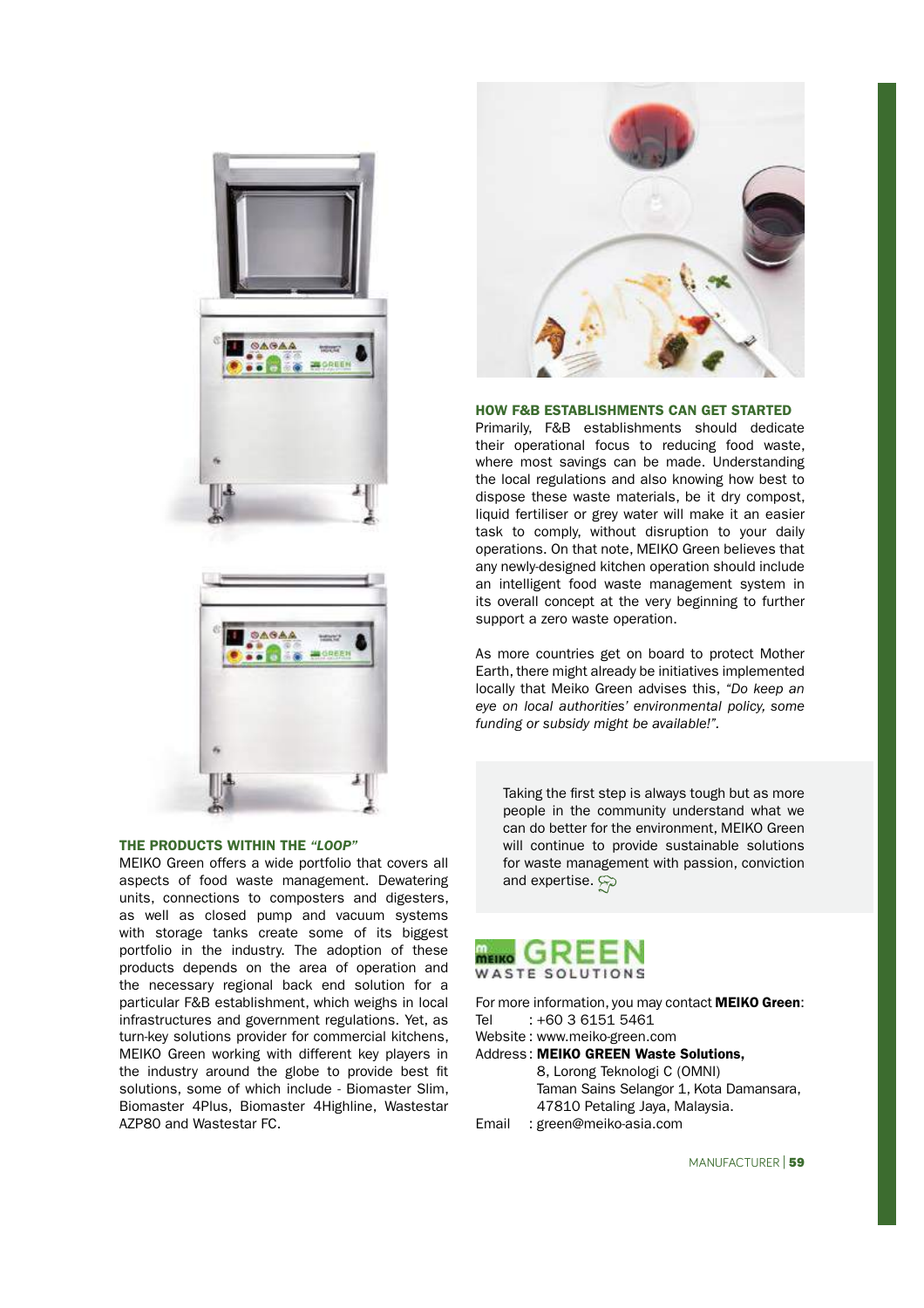### THE PRODUCTS WITHIN THE *"LOOP"*

MEIKO Green offers a wide portfolio that covers all aspects of food waste management. Dewatering units, connections to composters and digesters, as well as closed pump and vacuum systems with storage tanks create some of its biggest portfolio in the industry. The adoption of these products depends on the area of operation and the necessary regional back end solution for a particular F&B establishment, which weighs in local infrastructures and government regulations. Yet, as turn-key solutions provider for commercial kitchens, MEIKO Green working with different key players in the industry around the globe to provide best fit solutions, some of which include - Biomaster Slim, Biomaster 4Plus, Biomaster 4Highline, Wastestar AZP80 and Wastestar FC.

### HOW F&B ESTABLISHMENTS CAN GET STARTED

Primarily, F&B establishments should dedicate their operational focus to reducing food waste, where most savings can be made. Understanding the local regulations and also knowing how best to dispose these waste materials, be it dry compost, liquid fertiliser or grey water will make it an easier task to comply, without disruption to your daily operations. On that note, MEIKO Green believes that any newly-designed kitchen operation should include an intelligent food waste management system in its overall concept at the very beginning to further support a zero waste operation.

As more countries get on board to protect Mother Earth, there might already be initiatives implemented locally that Meiko Green advises this, *"Do keep an eye on local authorities' environmental policy, some funding or subsidy might be available!"*.

Taking the first step is always tough but as more people in the community understand what we can do better for the environment, MEIKO Green will continue to provide sustainable solutions for waste management with passion, conviction and expertise.

MEIKO GREEN WASTE SOLUTIONS

For more information, you may contact **MEIKO Green**:

Tel : +60 3 6151 5461
Website : www.meiko-green.com
Address : **MEIKO GREEN Waste Solutions,**
8, Lorong Teknologi C (OMNI)
Taman Sains Selangor 1, Kota Damansara,
47810 Petaling Jaya, Malaysia.
Email : green@meiko-asia.com